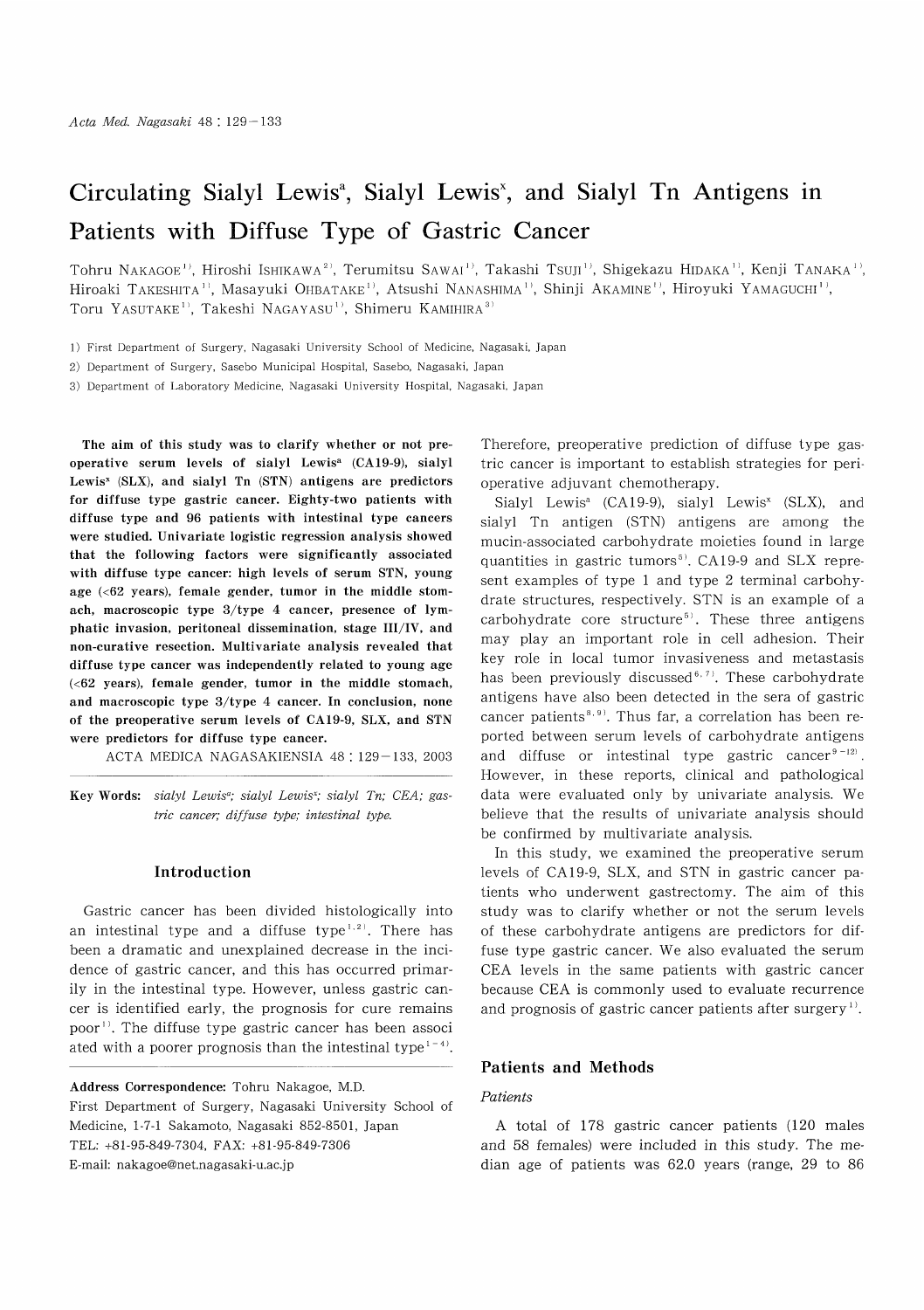# Circulating Sialyl Lewis$^a$, Sialyl Lewis$^x$, and Sialyl Tn Antigens in Patients with Diffuse Type of Gastric Cancer

Tohru NAKAGOE[1], Hiroshi ISHIKAWA[2], Terumitsu SAWAI[1], Takashi TSUJI[1], Shigekazu HIDAKA[1], Kenji TANAKA[1], Hiroaki TAKESHITA[1], Masayuki OHBATAKE[1], Atsushi NANASHIMA[1], Shinji AKAMINE[1], Hiroyuki YAMAGUCHI[1], Toru YASUTAKE[1], Takeshi NAGAYASU[1], Shimeru KAMIHIRA[3]

1) First Department of Surgery, Nagasaki University School of Medicine, Nagasaki, Japan
2) Department of Surgery, Sasebo Municipal Hospital, Sasebo, Nagasaki, Japan
3) Department of Laboratory Medicine, Nagasaki University Hospital, Nagasaki, Japan

**The aim of this study was to clarify whether or not preoperative serum levels of sialyl Lewis$^a$ (CA19-9), sialyl Lewis$^x$ (SLX), and sialyl Tn (STN) antigens are predictors for diffuse type gastric cancer. Eighty-two patients with diffuse type and 96 patients with intestinal type cancers were studied. Univariate logistic regression analysis showed that the following factors were significantly associated with diffuse type cancer: high levels of serum STN, young age (<62 years), female gender, tumor in the middle stomach, macroscopic type 3/type 4 cancer, presence of lymphatic invasion, peritoneal dissemination, stage III/IV, and non-curative resection. Multivariate analysis revealed that diffuse type cancer was independently related to young age (<62 years), female gender, tumor in the middle stomach, and macroscopic type 3/type 4 cancer. In conclusion, none of the preoperative serum levels of CA19-9, SLX, and STN were predictors for diffuse type cancer.**

ACTA MEDICA NAGASAKIENSIA 48 : 129−133, 2003

**Key Words:** *sialyl Lewis$^a$; sialyl Lewis$^x$; sialyl Tn; CEA; gastric cancer; diffuse type; intestinal type.*

## Introduction

Gastric cancer has been divided histologically into an intestinal type and a diffuse type[1,2]. There has been a dramatic and unexplained decrease in the incidence of gastric cancer, and this has occurred primarily in the intestinal type. However, unless gastric cancer is identified early, the prognosis for cure remains poor[1]. The diffuse type gastric cancer has been associated with a poorer prognosis than the intestinal type[1-4].

Therefore, preoperative prediction of diffuse type gastric cancer is important to establish strategies for perioperative adjuvant chemotherapy.

Sialyl Lewis$^a$ (CA19-9), sialyl Lewis$^x$ (SLX), and sialyl Tn antigen (STN) antigens are among the mucin-associated carbohydrate moieties found in large quantities in gastric tumors[5]. CA19-9 and SLX represent examples of type 1 and type 2 terminal carbohydrate structures, respectively. STN is an example of a carbohydrate core structure[5]. These three antigens may play an important role in cell adhesion. Their key role in local tumor invasiveness and metastasis has been previously discussed[6,7]. These carbohydrate antigens have also been detected in the sera of gastric cancer patients[8,9]. Thus far, a correlation has been reported between serum levels of carbohydrate antigens and diffuse or intestinal type gastric cancer[9-12]. However, in these reports, clinical and pathological data were evaluated only by univariate analysis. We believe that the results of univariate analysis should be confirmed by multivariate analysis.

In this study, we examined the preoperative serum levels of CA19-9, SLX, and STN in gastric cancer patients who underwent gastrectomy. The aim of this study was to clarify whether or not the serum levels of these carbohydrate antigens are predictors for diffuse type gastric cancer. We also evaluated the serum CEA levels in the same patients with gastric cancer because CEA is commonly used to evaluate recurrence and prognosis of gastric cancer patients after surgery[1].

## Patients and Methods

### Patients

A total of 178 gastric cancer patients (120 males and 58 females) were included in this study. The median age of patients was 62.0 years (range, 29 to 86

---

**Address Correspondence:** Tohru Nakagoe, M.D.
First Department of Surgery, Nagasaki University School of Medicine, 1-7-1 Sakamoto, Nagasaki 852-8501, Japan
TEL: +81-95-849-7304, FAX: +81-95-849-7306
E-mail: nakagoe@net.nagasaki-u.ac.jp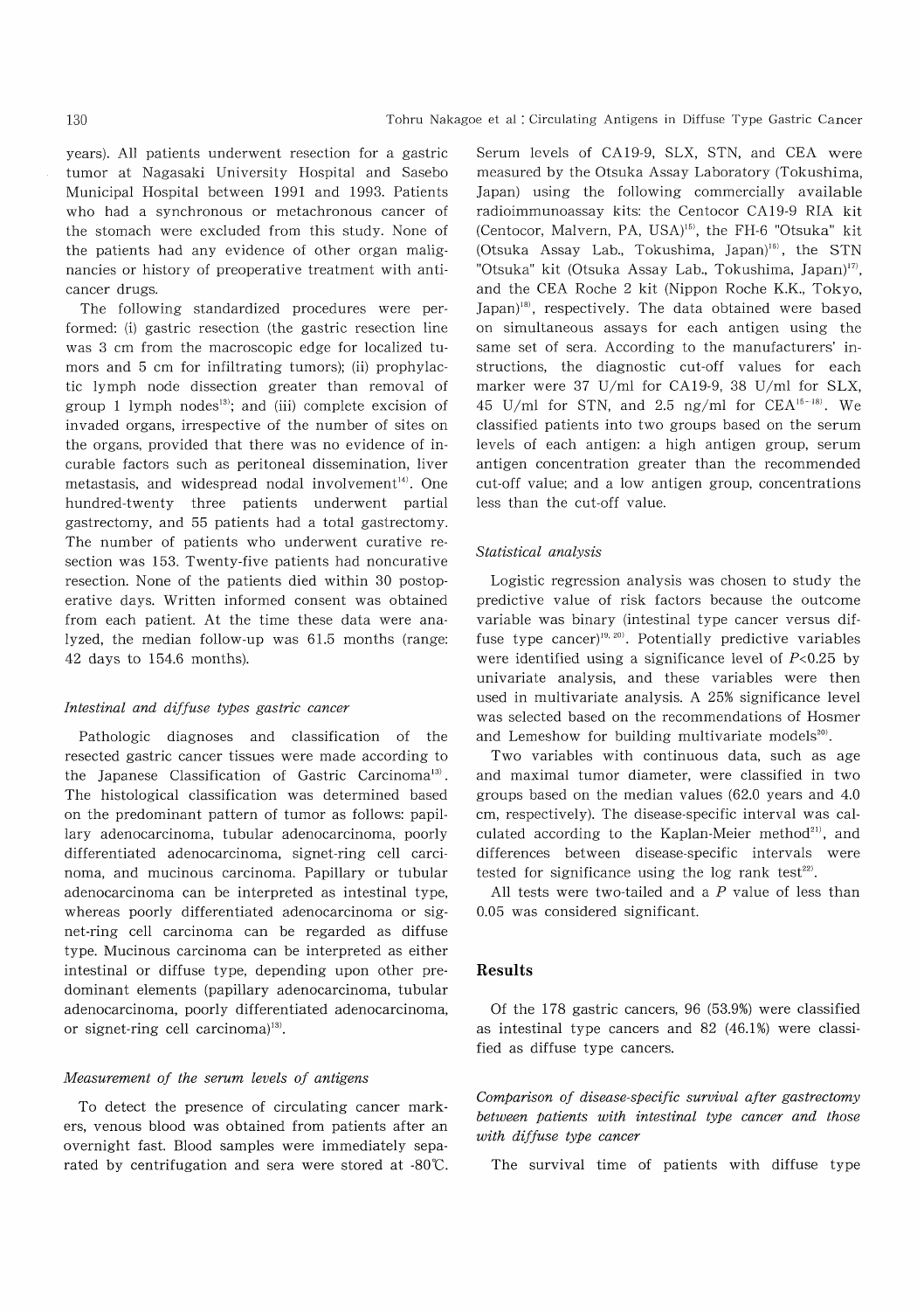years). All patients underwent resection for a gastric tumor at Nagasaki University Hospital and Sasebo Municipal Hospital between 1991 and 1993. Patients who had a synchronous or metachronous cancer of the stomach were excluded from this study. None of the patients had any evidence of other organ malignancies or history of preoperative treatment with anticancer drugs.

The following standardized procedures were performed: (i) gastric resection (the gastric resection line was 3 cm from the macroscopic edge for localized tumors and 5 cm for infiltrating tumors); (ii) prophylactic lymph node dissection greater than removal of group 1 lymph nodes[13]; and (iii) complete excision of invaded organs, irrespective of the number of sites on the organs, provided that there was no evidence of incurable factors such as peritoneal dissemination, liver metastasis, and widespread nodal involvement[14]. One hundred-twenty three patients underwent partial gastrectomy, and 55 patients had a total gastrectomy. The number of patients who underwent curative resection was 153. Twenty-five patients had noncurative resection. None of the patients died within 30 postoperative days. Written informed consent was obtained from each patient. At the time these data were analyzed, the median follow-up was 61.5 months (range: 42 days to 154.6 months).

### *Intestinal and diffuse types gastric cancer*

Pathologic diagnoses and classification of the resected gastric cancer tissues were made according to the Japanese Classification of Gastric Carcinoma[13]. The histological classification was determined based on the predominant pattern of tumor as follows: papillary adenocarcinoma, tubular adenocarcinoma, poorly differentiated adenocarcinoma, signet-ring cell carcinoma, and mucinous carcinoma. Papillary or tubular adenocarcinoma can be interpreted as intestinal type, whereas poorly differentiated adenocarcinoma or signet-ring cell carcinoma can be regarded as diffuse type. Mucinous carcinoma can be interpreted as either intestinal or diffuse type, depending upon other predominant elements (papillary adenocarcinoma, tubular adenocarcinoma, poorly differentiated adenocarcinoma, or signet-ring cell carcinoma)[13].

### *Measurement of the serum levels of antigens*

To detect the presence of circulating cancer markers, venous blood was obtained from patients after an overnight fast. Blood samples were immediately separated by centrifugation and sera were stored at -80℃. Serum levels of CA19-9, SLX, STN, and CEA were measured by the Otsuka Assay Laboratory (Tokushima, Japan) using the following commercially available radioimmunoassay kits: the Centocor CA19-9 RIA kit (Centocor, Malvern, PA, USA)[15], the FH-6 "Otsuka" kit (Otsuka Assay Lab., Tokushima, Japan)[16], the STN "Otsuka" kit (Otsuka Assay Lab., Tokushima, Japan)[17], and the CEA Roche 2 kit (Nippon Roche K.K., Tokyo, Japan)[18], respectively. The data obtained were based on simultaneous assays for each antigen using the same set of sera. According to the manufacturers' instructions, the diagnostic cut-off values for each marker were 37 U/ml for CA19-9, 38 U/ml for SLX, 45 U/ml for STN, and 2.5 ng/ml for CEA[15-18]. We classified patients into two groups based on the serum levels of each antigen: a high antigen group, serum antigen concentration greater than the recommended cut-off value; and a low antigen group, concentrations less than the cut-off value.

### *Statistical analysis*

Logistic regression analysis was chosen to study the predictive value of risk factors because the outcome variable was binary (intestinal type cancer versus diffuse type cancer)[19, 20]. Potentially predictive variables were identified using a significance level of $P<0.25$ by univariate analysis, and these variables were then used in multivariate analysis. A 25% significance level was selected based on the recommendations of Hosmer and Lemeshow for building multivariate models[20].

Two variables with continuous data, such as age and maximal tumor diameter, were classified in two groups based on the median values (62.0 years and 4.0 cm, respectively). The disease-specific interval was calculated according to the Kaplan-Meier method[21], and differences between disease-specific intervals were tested for significance using the log rank test[22].

All tests were two-tailed and a $P$ value of less than 0.05 was considered significant.

## Results

Of the 178 gastric cancers, 96 (53.9%) were classified as intestinal type cancers and 82 (46.1%) were classified as diffuse type cancers.

### *Comparison of disease-specific survival after gastrectomy between patients with intestinal type cancer and those with diffuse type cancer*

The survival time of patients with diffuse type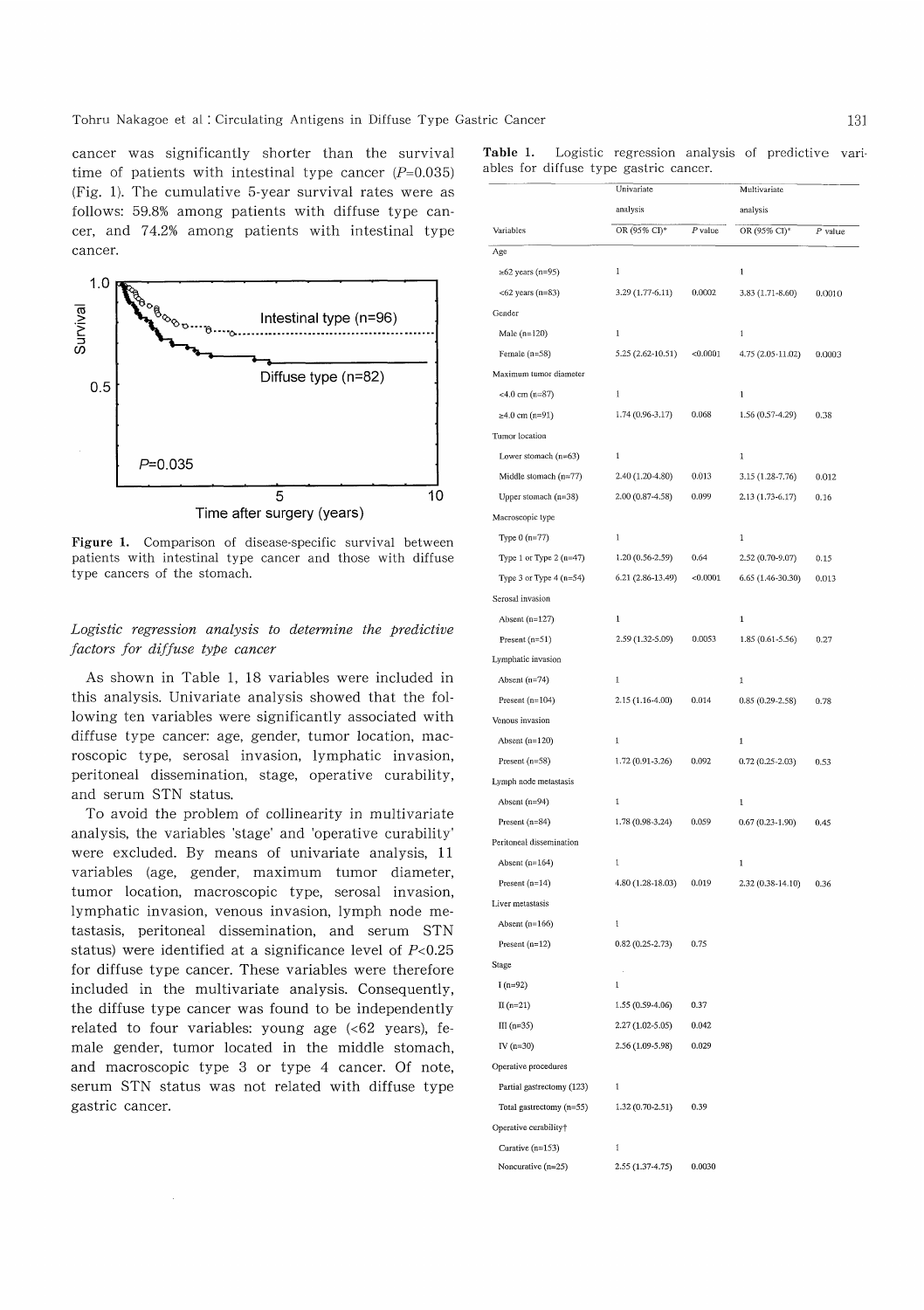cancer was significantly shorter than the survival time of patients with intestinal type cancer ($P$=0.035) (Fig. 1). The cumulative 5-year survival rates were as follows: 59.8% among patients with diffuse type cancer, and 74.2% among patients with intestinal type cancer.

**Figure 1.** Comparison of disease-specific survival between patients with intestinal type cancer and those with diffuse type cancers of the stomach.

### *Logistic regression analysis to determine the predictive factors for diffuse type cancer*

As shown in Table 1, 18 variables were included in this analysis. Univariate analysis showed that the following ten variables were significantly associated with diffuse type cancer: age, gender, tumor location, macroscopic type, serosal invasion, lymphatic invasion, peritoneal dissemination, stage, operative curability, and serum STN status.

To avoid the problem of collinearity in multivariate analysis, the variables 'stage' and 'operative curability' were excluded. By means of univariate analysis, 11 variables (age, gender, maximum tumor diameter, tumor location, macroscopic type, serosal invasion, lymphatic invasion, venous invasion, lymph node metastasis, peritoneal dissemination, and serum STN status) were identified at a significance level of $P$<0.25 for diffuse type cancer. These variables were therefore included in the multivariate analysis. Consequently, the diffuse type cancer was found to be independently related to four variables: young age (<62 years), female gender, tumor located in the middle stomach, and macroscopic type 3 or type 4 cancer. Of note, serum STN status was not related with diffuse type gastric cancer.

**Table 1.** Logistic regression analysis of predictive variables for diffuse type gastric cancer.

| Variables | Univariate analysis | | Multivariate analysis | |
|---|---|---|---|---|
| | OR (95% CI)* | $P$ value | OR (95% CI)* | $P$ value |
| Age | | | | |
| ≥62 years (n=95) | 1 | | 1 | |
| <62 years (n=83) | 3.29 (1.77-6.11) | 0.0002 | 3.83 (1.71-8.60) | 0.0010 |
| Gender | | | | |
| Male (n=120) | 1 | | 1 | |
| Female (n=58) | 5.25 (2.62-10.51) | <0.0001 | 4.75 (2.05-11.02) | 0.0003 |
| Maximum tumor diameter | | | | |
| <4.0 cm (n=87) | 1 | | 1 | |
| ≥4.0 cm (n=91) | 1.74 (0.96-3.17) | 0.068 | 1.56 (0.57-4.29) | 0.38 |
| Tumor location | | | | |
| Lower stomach (n=63) | 1 | | 1 | |
| Middle stomach (n=77) | 2.40 (1.20-4.80) | 0.013 | 3.15 (1.28-7.76) | 0.012 |
| Upper stomach (n=38) | 2.00 (0.87-4.58) | 0.099 | 2.13 (1.73-6.17) | 0.16 |
| Macroscopic type | | | | |
| Type 0 (n=77) | 1 | | 1 | |
| Type 1 or Type 2 (n=47) | 1.20 (0.56-2.59) | 0.64 | 2.52 (0.70-9.07) | 0.15 |
| Type 3 or Type 4 (n=54) | 6.21 (2.86-13.49) | <0.0001 | 6.65 (1.46-30.30) | 0.013 |
| Serosal invasion | | | | |
| Absent (n=127) | 1 | | 1 | |
| Present (n=51) | 2.59 (1.32-5.09) | 0.0053 | 1.85 (0.61-5.56) | 0.27 |
| Lymphatic invasion | | | | |
| Absent (n=74) | 1 | | 1 | |
| Present (n=104) | 2.15 (1.16-4.00) | 0.014 | 0.85 (0.29-2.58) | 0.78 |
| Venous invasion | | | | |
| Absent (n=120) | 1 | | 1 | |
| Present (n=58) | 1.72 (0.91-3.26) | 0.092 | 0.72 (0.25-2.03) | 0.53 |
| Lymph node metastasis | | | | |
| Absent (n=94) | 1 | | 1 | |
| Present (n=84) | 1.78 (0.98-3.24) | 0.059 | 0.67 (0.23-1.90) | 0.45 |
| Peritoneal dissemination | | | | |
| Absent (n=164) | 1 | | 1 | |
| Present (n=14) | 4.80 (1.28-18.03) | 0.019 | 2.32 (0.38-14.10) | 0.36 |
| Liver metastasis | | | | |
| Absent (n=166) | 1 | | | |
| Present (n=12) | 0.82 (0.25-2.73) | 0.75 | | |
| Stage | | | | |
| I (n=92) | 1 | | | |
| II (n=21) | 1.55 (0.59-4.06) | 0.37 | | |
| III (n=35) | 2.27 (1.02-5.05) | 0.042 | | |
| IV (n=30) | 2.56 (1.09-5.98) | 0.029 | | |
| Operative procedures | | | | |
| Partial gastrectomy (123) | 1 | | | |
| Total gastrectomy (n=55) | 1.32 (0.70-2.51) | 0.39 | | |
| Operative curability† | | | | |
| Curative (n=153) | 1 | | | |
| Noncurative (n=25) | 2.55 (1.37-4.75) | 0.0030 | | |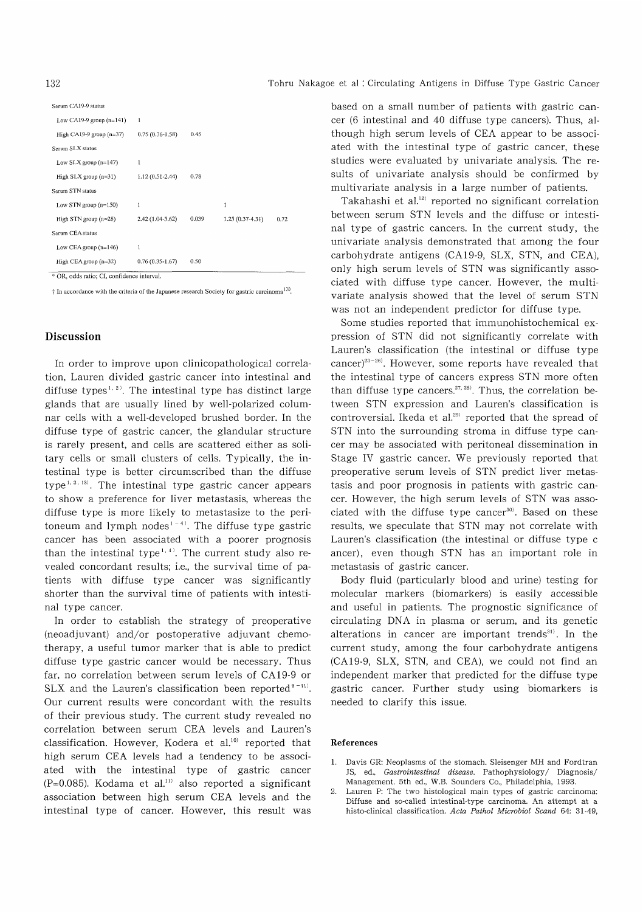| | | | | |
|---|---|---|---|---|
| Serum CA19-9 status | | | | |
| Low CA19-9 group (n=141) | 1 | | | |
| High CA19-9 group (n=37) | 0.75 (0.36-1.58) | 0.45 | | |
| Serum SLX status | | | | |
| Low SLX group (n=147) | 1 | | | |
| High SLX group (n=31) | 1.12 (0.51-2.44) | 0.78 | | |
| Serum STN status | | | | |
| Low STN group (n=150) | 1 | | 1 | |
| High STN group (n=28) | 2.42 (1.04-5.62) | 0.039 | 1.25 (0.37-4.31) | 0.72 |
| Serum CEA status | | | | |
| Low CEA group (n=146) | 1 | | | |
| High CEA group (n=32) | 0.76 (0.35-1.67) | 0.50 | | |

* OR, odds ratio; CI, confidence interval.

† In accordance with the criteria of the Japanese research Society for gastric carcinoma[13].

## Discussion

In order to improve upon clinicopathological correlation, Lauren divided gastric cancer into intestinal and diffuse types[1,2]. The intestinal type has distinct large glands that are usually lined by well-polarized columnar cells with a well-developed brushed border. In the diffuse type of gastric cancer, the glandular structure is rarely present, and cells are scattered either as solitary cells or small clusters of cells. Typically, the intestinal type is better circumscribed than the diffuse type[1,2,13]. The intestinal type gastric cancer appears to show a preference for liver metastasis, whereas the diffuse type is more likely to metastasize to the peritoneum and lymph nodes[1-4]. The diffuse type gastric cancer has been associated with a poorer prognosis than the intestinal type[1,4]. The current study also revealed concordant results; i.e., the survival time of patients with diffuse type cancer was significantly shorter than the survival time of patients with intestinal type cancer.

In order to establish the strategy of preoperative (neoadjuvant) and/or postoperative adjuvant chemotherapy, a useful tumor marker that is able to predict diffuse type gastric cancer would be necessary. Thus far, no correlation between serum levels of CA19-9 or SLX and the Lauren's classification been reported[9-11]. Our current results were concordant with the results of their previous study. The current study revealed no correlation between serum CEA levels and Lauren's classification. However, Kodera et al.[10] reported that high serum CEA levels had a tendency to be associated with the intestinal type of gastric cancer (P=0.085). Kodama et al.[11] also reported a significant association between high serum CEA levels and the intestinal type of cancer. However, this result was based on a small number of patients with gastric cancer (6 intestinal and 40 diffuse type cancers). Thus, although high serum levels of CEA appear to be associated with the intestinal type of gastric cancer, these studies were evaluated by univariate analysis. The results of univariate analysis should be confirmed by multivariate analysis in a large number of patients.

Takahashi et al.[12] reported no significant correlation between serum STN levels and the diffuse or intestinal type of gastric cancers. In the current study, the univariate analysis demonstrated that among the four carbohydrate antigens (CA19-9, SLX, STN, and CEA), only high serum levels of STN was significantly associated with diffuse type cancer. However, the multivariate analysis showed that the level of serum STN was not an independent predictor for diffuse type.

Some studies reported that immunohistochemical expression of STN did not significantly correlate with Lauren's classification (the intestinal or diffuse type cancer)[23-26]. However, some reports have revealed that the intestinal type of cancers express STN more often than diffuse type cancers.[27,28]. Thus, the correlation between STN expression and Lauren's classification is controversial. Ikeda et al.[29] reported that the spread of STN into the surrounding stroma in diffuse type cancer may be associated with peritoneal dissemination in Stage IV gastric cancer. We previously reported that preoperative serum levels of STN predict liver metastasis and poor prognosis in patients with gastric cancer. However, the high serum levels of STN was associated with the diffuse type cancer[30]. Based on these results, we speculate that STN may not correlate with Lauren's classification (the intestinal or diffuse type c ancer), even though STN has an important role in metastasis of gastric cancer.

Body fluid (particularly blood and urine) testing for molecular markers (biomarkers) is easily accessible and useful in patients. The prognostic significance of circulating DNA in plasma or serum, and its genetic alterations in cancer are important trends[31]. In the current study, among the four carbohydrate antigens (CA19-9, SLX, STN, and CEA), we could not find an independent marker that predicted for the diffuse type gastric cancer. Further study using biomarkers is needed to clarify this issue.

### References

1. Davis GR: Neoplasms of the stomach. Sleisenger MH and Fordtran JS, ed., *Gastrointestinal disease*. Pathophysiology/ Diagnosis/ Management. 5th ed., W.B. Sounders Co., Philadelphia, 1993.
2. Lauren P: The two histological main types of gastric carcinoma: Diffuse and so-called intestinal-type carcinoma. An attempt at a histo-clinical classification. *Acta Pathol Microbiol Scand* 64: 31-49,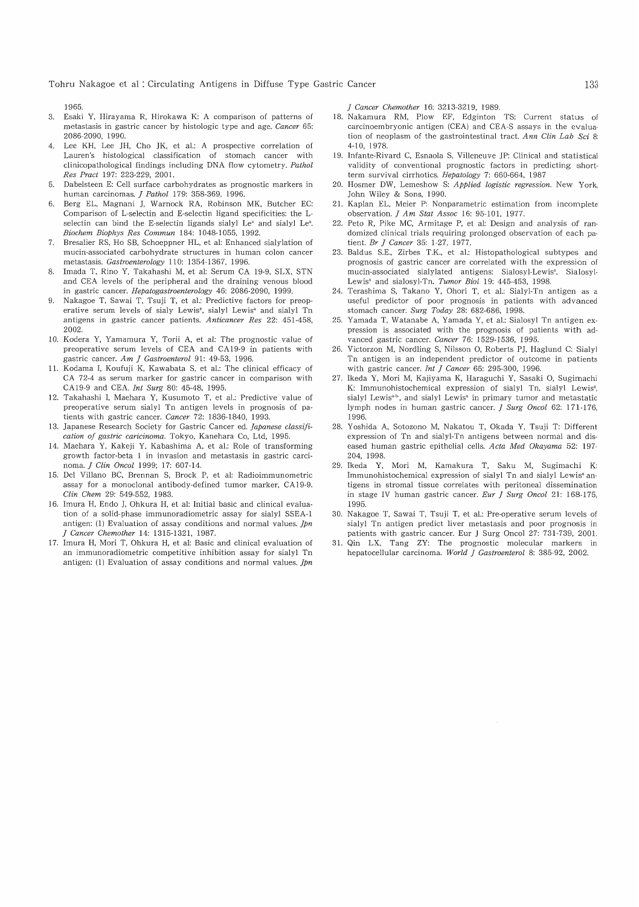1965.

3. Esaki Y, Hirayama R, Hirokawa K: A comparison of patterns of metastasis in gastric cancer by histologic type and age. *Cancer* 65: 2086-2090, 1990.
4. Lee KH, Lee JH, Cho JK, et al.: A prospective correlation of Lauren's histological classification of stomach cancer with clinicopathological findings including DNA flow cytometry. *Pathol Res Pract* 197: 223-229, 2001.
5. Dabelsteen E: Cell surface carbohydrates as prognostic markers in human carcinomas. *J Pathol* 179: 358-369, 1996.
6. Berg EL, Magnani J, Warnock RA, Robinson MK, Butcher EC: Comparison of L-selectin and E-selectin ligand specificities: the L-selectin can bind the E-selectin ligands sialyl Le[x] and sialyl Le[a]. *Biochem Biophys Res Commun* 184: 1048-1055, 1992.
7. Bresalier RS, Ho SB, Schoeppner HL, et al: Enhanced sialylation of mucin-associated carbohydrate structures in human colon cancer metastasis. *Gastroenterology* 110: 1354-1367, 1996.
8. Imada T, Rino Y, Takahashi M, et al: Serum CA 19-9, SLX, STN and CEA levels of the peripheral and the draining venous blood in gastric cancer. *Hepatogastroenterology* 46: 2086-2090, 1999.
9. Nakagoe T, Sawai T, Tsuji T, et al.: Predictive factors for preoperative serum levels of sialy Lewis[x], sialyl Lewis[a] and sialyl Tn antigens in gastric cancer patients. *Anticancer Res* 22: 451-458, 2002.
10. Kodera Y, Yamamura Y, Torii A, et al: The prognostic value of preoperative serum levels of CEA and CA19-9 in patients with gastric cancer. *Am J Gastroenterol* 91: 49-53, 1996.
11. Kodama I, Koufuji K, Kawabata S, et al.: The clinical efficacy of CA 72-4 as serum marker for gastric cancer in comparison with CA19-9 and CEA. *Int Surg* 80: 45-48, 1995.
12. Takahashi I, Maehara Y, Kusumoto T, et al.: Predictive value of preoperative serum sialyl Tn antigen levels in prognosis of patients with gastric cancer. *Cancer* 72: 1836-1840, 1993.
13. Japanese Research Society for Gastric Cancer ed. *Japanese classification of gastric caricinoma*. Tokyo, Kanehara Co, Ltd, 1995.
14. Maehara Y, Kakeji Y, Kabashima A, et al.: Role of transforming growth factor-beta 1 in invasion and metastasis in gastric carcinoma. *J Clin Oncol* 1999; 17: 607-14.
15. Del Villano BC, Brennan S, Brock P, et al: Radioimmunometric assay for a monoclonal antibody-defined tumor marker, CA19-9. *Clin Chem* 29: 549-552, 1983.
16. Imura H, Endo J, Ohkura H, et al: Initial basic and clinical evaluation of a solid-phase immunoradiometric assay for sialyl SSEA-1 antigen: (1) Evaluation of assay conditions and normal values. *Jpn J Cancer Chemother* 14: 1315-1321, 1987.
17. Imura H, Mori T, Ohkura H, et al: Basic and clinical evaluation of an immunoradiometric competitive inhibition assay for sialyl Tn antigen: (1) Evaluation of assay conditions and normal values. *Jpn J Cancer Chemother* 16: 3213-3219, 1989.
18. Nakamura RM, Plow EF, Edginton TS: Current status of carcinoembryonic antigen (CEA) and CEA-S assays in the evaluation of neoplasm of the gastrointestinal tract. *Ann Clin Lab Sci* 8: 4-10, 1978.
19. Infante-Rivard C, Esnaola S, Villeneuve JP: Clinical and statistical validity of conventional prognostic factors in predicting short-term survival cirrhotics. *Hepatology* 7: 660-664, 1987
20. Hosmer DW, Lemeshow S: *Applied logistic regression*. New York, John Wiley & Sons, 1990.
21. Kaplan EL, Meier P: Nonparametric estimation from incomplete observation. *J Am Stat Assoc* 16: 95-101, 1977.
22. Peto R, Pike MC, Armitage P, et al: Design and analysis of randomized clinical trials requiring prolonged observation of each patient. *Br J Cancer* 35: 1-27, 1977.
23. Baldus S.E., Zirbes T.K., et al: Histopathological subtypes and prognosis of gastric cancer are correlated with the expression of mucin-associated sialylated antigens: Sialosyl-Lewis[a], Sialosyl-Lewis[x] and sialosyl-Tn. *Tumor Biol* 19: 445-453, 1998.
24. Terashima S, Takano Y, Ohori T, et al.: Sialyl-Tn antigen as a useful predictor of poor prognosis in patients with advanced stomach cancer. *Surg Today* 28: 682-686, 1998.
25. Yamada T, Watanabe A, Yamada Y, et al.: Sialosyl Tn antigen expression is associated with the prognosis of patients with advanced gastric cancer. *Cancer* 76: 1529-1536, 1995.
26. Victorzon M, Nordling S, Nilsson O, Roberts PJ, Haglund C: Sialyl Tn antigen is an independent predictor of outcome in patients with gastric cancer. *Int J Cancer* 65: 295-300, 1996.
27. Ikeda Y, Mori M, Kajiyama K, Haraguchi Y, Sasaki O, Sugimachi K: Immunohistochemical expression of sialyl Tn, sialyl Lewis[a], sialyl Lewis[a-b-], and sialyl Lewis[x] in primary tumor and metastatic lymph nodes in human gastric cancer. *J Surg Oncol* 62: 171-176, 1996.
28. Yoshida A, Sotozono M, Nakatou T, Okada Y, Tsuji T: Different expression of Tn and sialyl-Tn antigens between normal and diseased human gastric epithelial cells. *Acta Med Okayama* 52: 197-204, 1998.
29. Ikeda Y, Mori M, Kamakura T, Saku M, Sugimachi K: Immunohistochemical expression of sialyl Tn and sialyl Lewis[a] antigens in stromal tissue correlates with peritoneal dissemination in stage IV human gastric cancer. *Eur J Surg Oncol* 21: 168-175, 1995.
30. Nakagoe T, Sawai T, Tsuji T, et al.: Pre-operative serum levels of sialyl Tn antigen predict liver metastasis and poor prognosis in patients with gastric cancer. Eur J Surg Oncol 27: 731-739, 2001.
31. Qin LX, Tang ZY: The prognostic molecular markers in hepatocellular carcinoma. *World J Gastroenterol* 8: 385-92, 2002.